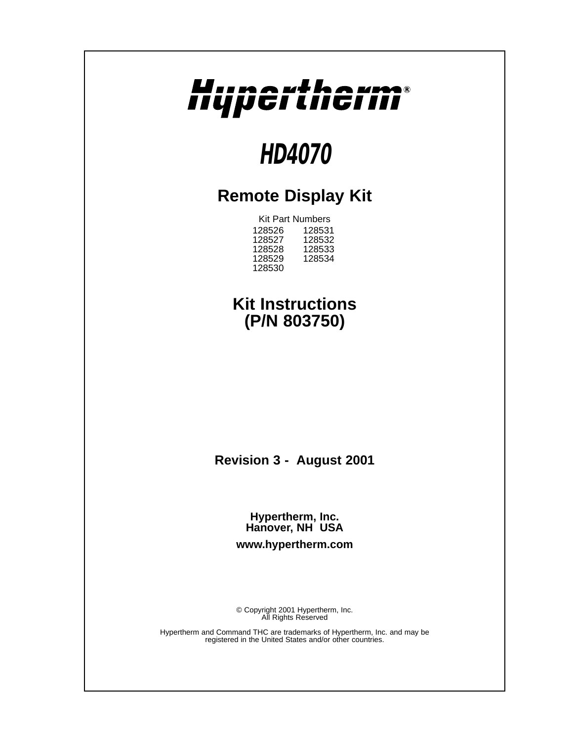# Hypertherm®

# HD4070

## Remote Display Kit

Kit Part Numbers

| | |
|---|---|
| 128526 | 128531 |
| 128527 | 128532 |
| 128528 | 128533 |
| 128529 | 128534 |
| 128530 | |

## Kit Instructions
## (P/N 803750)

**Revision 3 - August 2001**

**Hypertherm, Inc.**
**Hanover, NH USA**

**www.hypertherm.com**

© Copyright 2001 Hypertherm, Inc.
All Rights Reserved

Hypertherm and Command THC are trademarks of Hypertherm, Inc. and may be registered in the United States and/or other countries.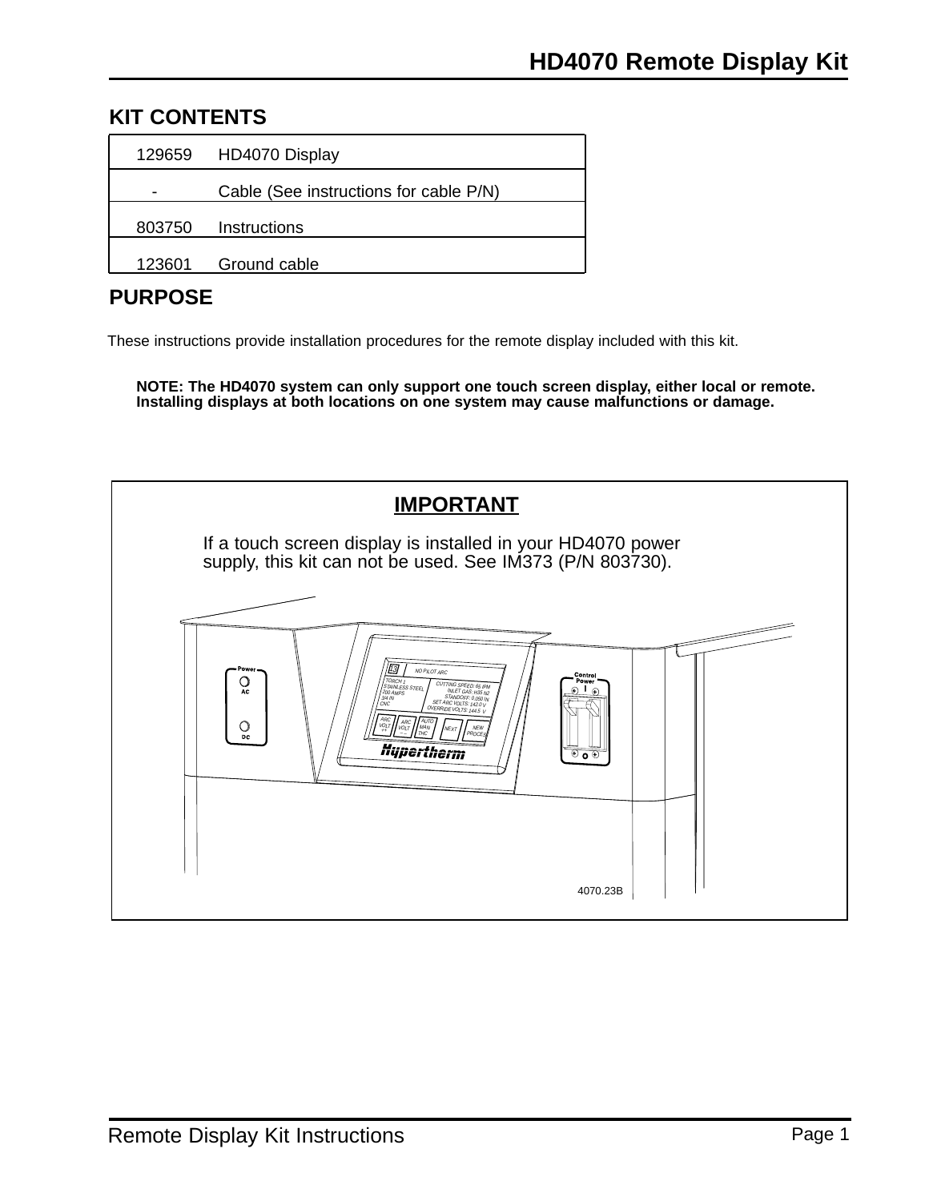## KIT CONTENTS

| | |
|---|---|
| 129659 | HD4070 Display |
| - | Cable (See instructions for cable P/N) |
| 803750 | Instructions |
| 123601 | Ground cable |

## PURPOSE

These instructions provide installation procedures for the remote display included with this kit.

**NOTE: The HD4070 system can only support one touch screen display, either local or remote. Installing displays at both locations on one system may cause malfunctions or damage.**

### IMPORTANT

If a touch screen display is installed in your HD4070 power supply, this kit can not be used. See IM373 (P/N 803730).

4070.23B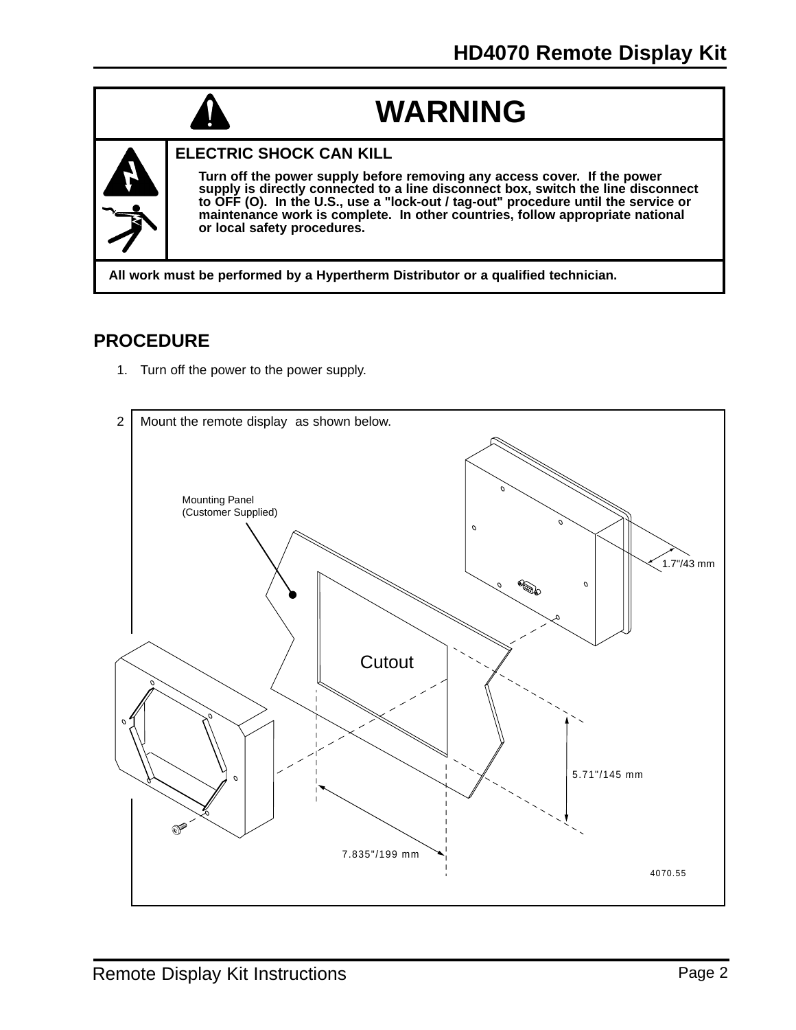## WARNING

**ELECTRIC SHOCK CAN KILL**

**Turn off the power supply before removing any access cover. If the power supply is directly connected to a line disconnect box, switch the line disconnect to OFF (O). In the U.S., use a "lock-out / tag-out" procedure until the service or maintenance work is complete. In other countries, follow appropriate national or local safety procedures.**

**All work must be performed by a Hypertherm Distributor or a qualified technician.**

## PROCEDURE

1. Turn off the power to the power supply.

2. Mount the remote display as shown below.

Mounting Panel (Customer Supplied)

Cutout

1.7"/43 mm

5.71"/145 mm

7.835"/199 mm

4070.55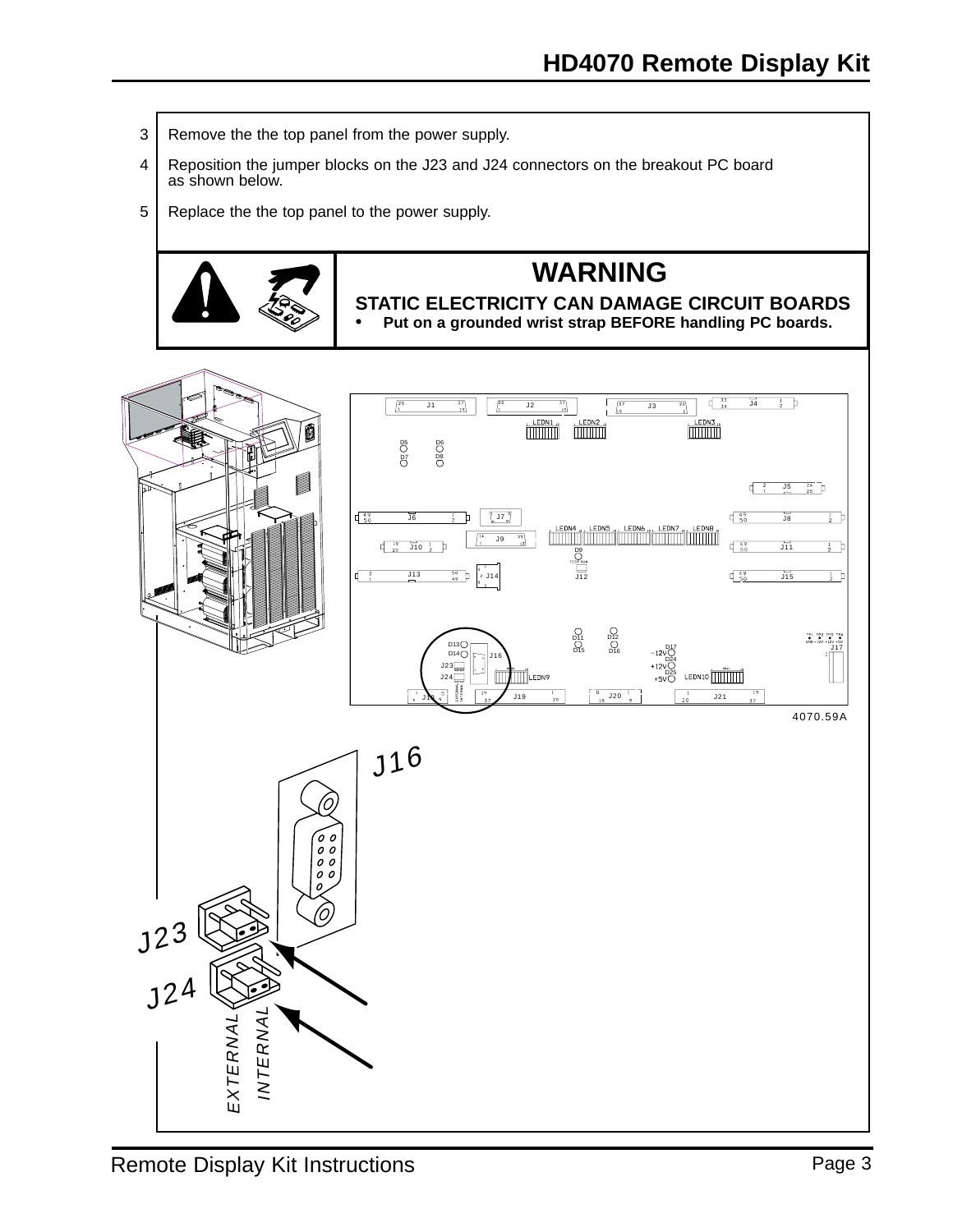3. Remove the the top panel from the power supply.
4. Reposition the jumper blocks on the J23 and J24 connectors on the breakout PC board as shown below.
5. Replace the the top panel to the power supply.

## WARNING

**STATIC ELECTRICITY CAN DAMAGE CIRCUIT BOARDS**

- **Put on a grounded wrist strap BEFORE handling PC boards.**

4070.59A

J16

J23

J24

EXTERNAL

INTERNAL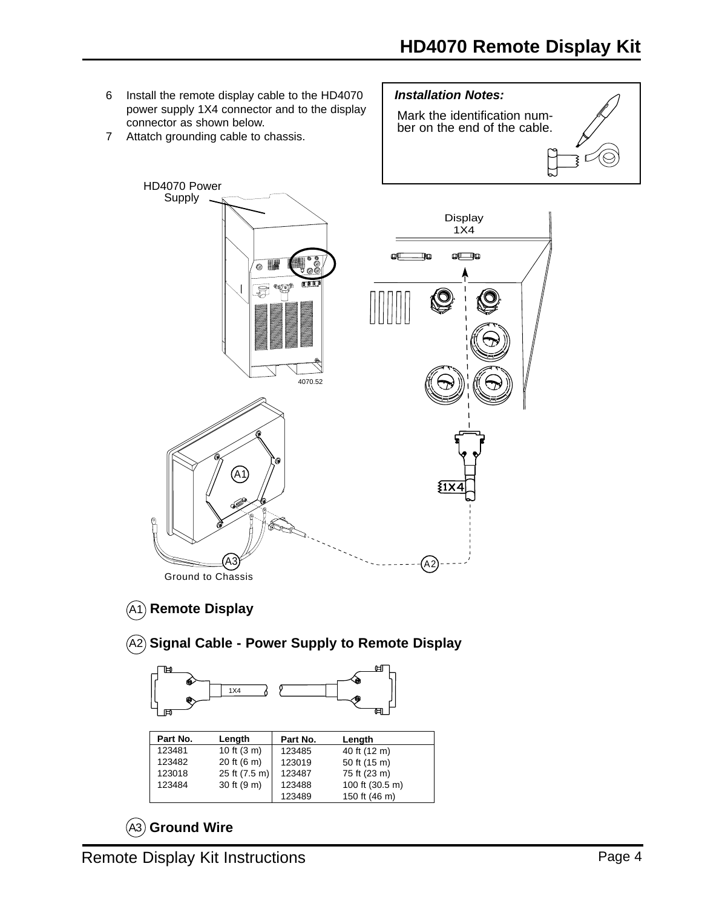# HD4070 Remote Display Kit

6 Install the remote display cable to the HD4070 power supply 1X4 connector and to the display connector as shown below.
7 Attatch grounding cable to chassis.

***Installation Notes:***

Mark the identification number on the end of the cable.

HD4070 Power Supply

Display 1X4

4070.52

1X4

A1

A3

A2

Ground to Chassis

A1 **Remote Display**

A2 **Signal Cable - Power Supply to Remote Display**

1X4

| Part No. | Length | Part No. | Length |
|---|---|---|---|
| 123481 | 10 ft (3 m) | 123485 | 40 ft (12 m) |
| 123482 | 20 ft (6 m) | 123019 | 50 ft (15 m) |
| 123018 | 25 ft (7.5 m) | 123487 | 75 ft (23 m) |
| 123484 | 30 ft (9 m) | 123488 | 100 ft (30.5 m) |
| | | 123489 | 150 ft (46 m) |

A3 **Ground Wire**